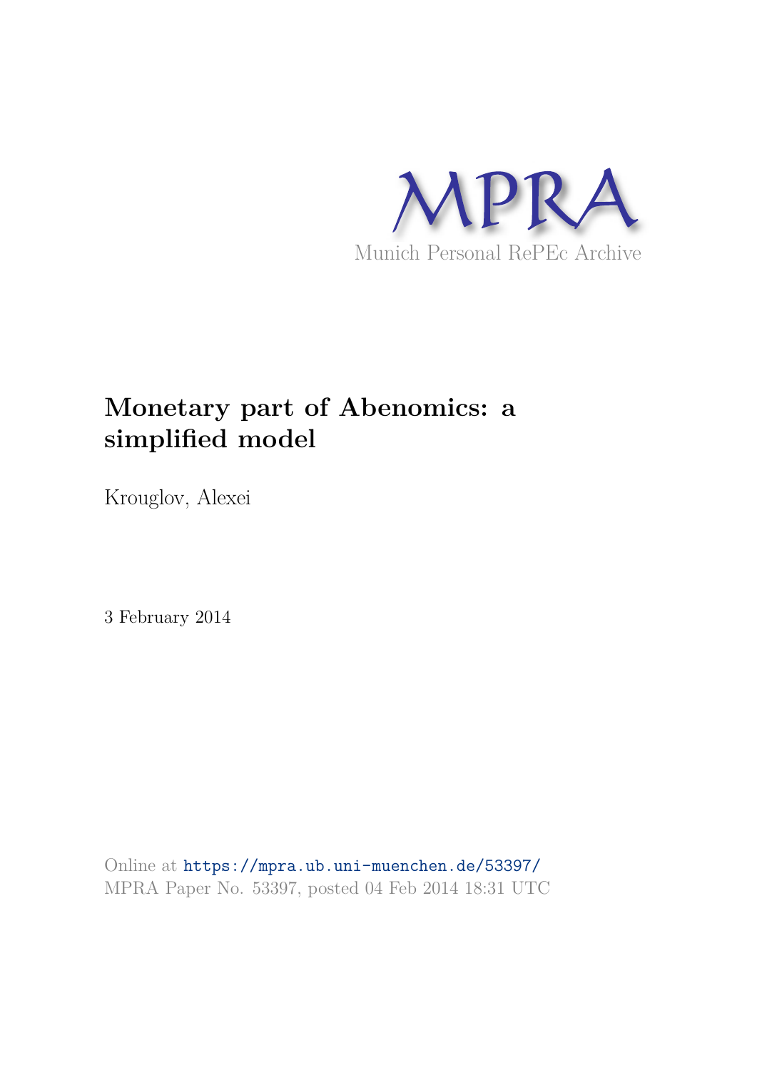MPRA

Munich Personal RePEc Archive

# Monetary part of Abenomics: a simplified model

Krouglov, Alexei

3 February 2014

Online at https://mpra.ub.uni-muenchen.de/53397/
MPRA Paper No. 53397, posted 04 Feb 2014 18:31 UTC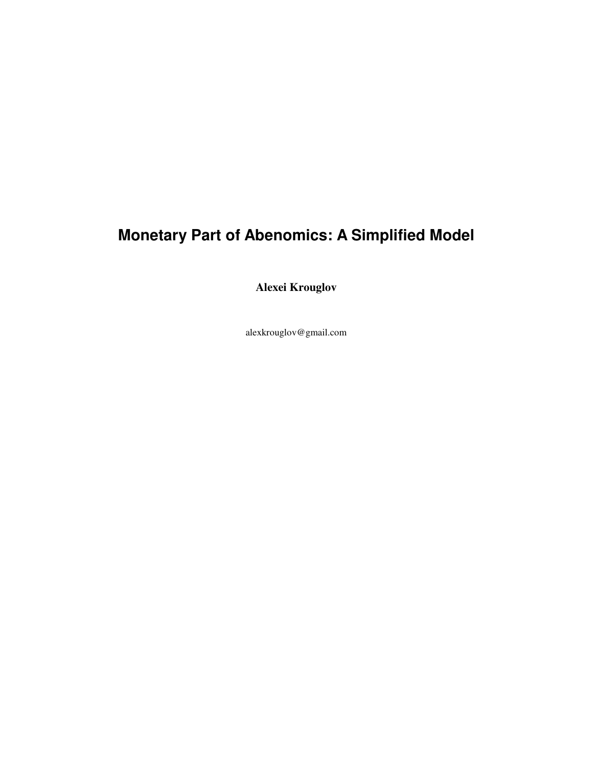# Monetary Part of Abenomics: A Simplified Model

**Alexei Krouglov**

alexkrouglov@gmail.com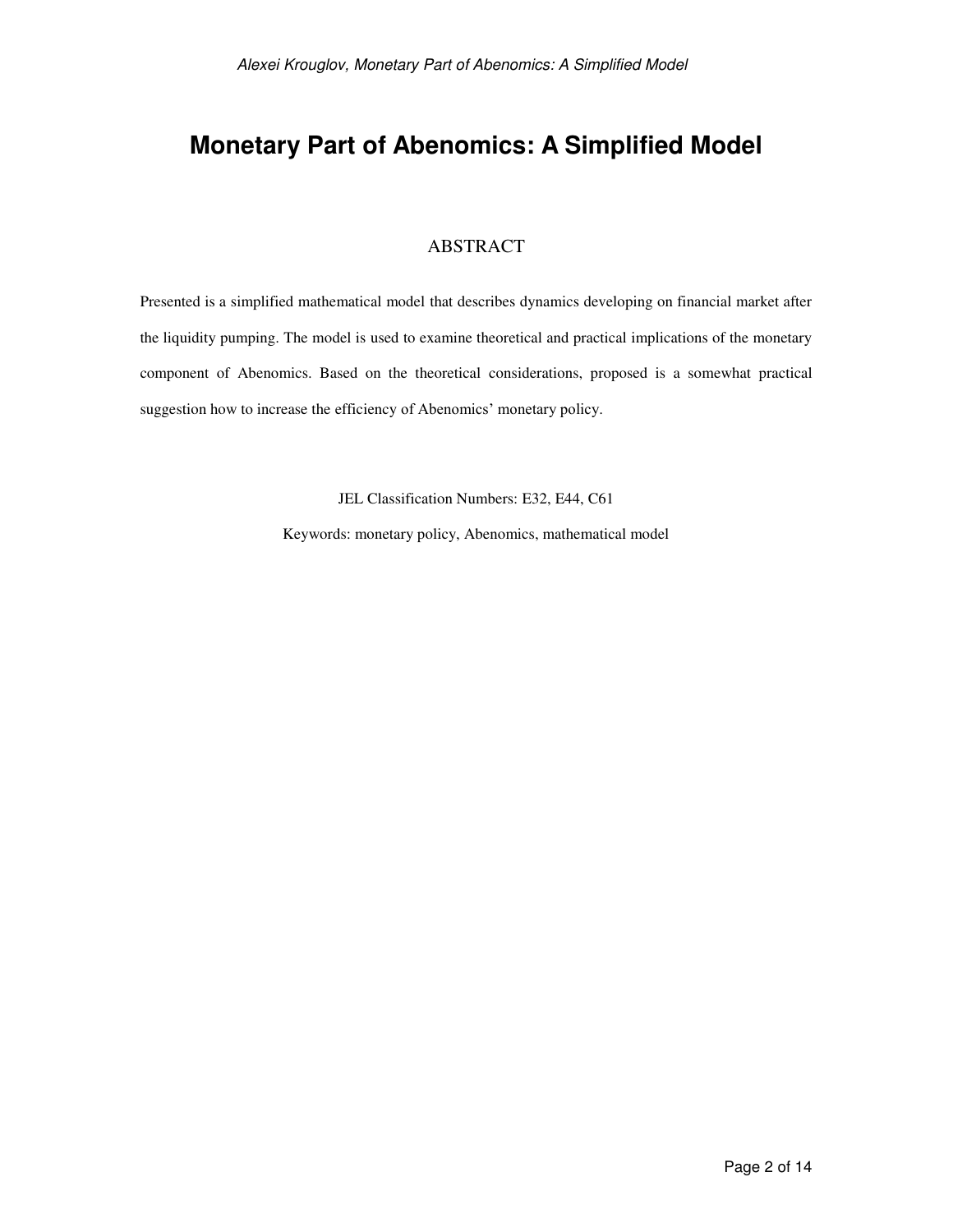# Monetary Part of Abenomics: A Simplified Model

## ABSTRACT

Presented is a simplified mathematical model that describes dynamics developing on financial market after the liquidity pumping. The model is used to examine theoretical and practical implications of the monetary component of Abenomics. Based on the theoretical considerations, proposed is a somewhat practical suggestion how to increase the efficiency of Abenomics' monetary policy.

JEL Classification Numbers: E32, E44, C61

Keywords: monetary policy, Abenomics, mathematical model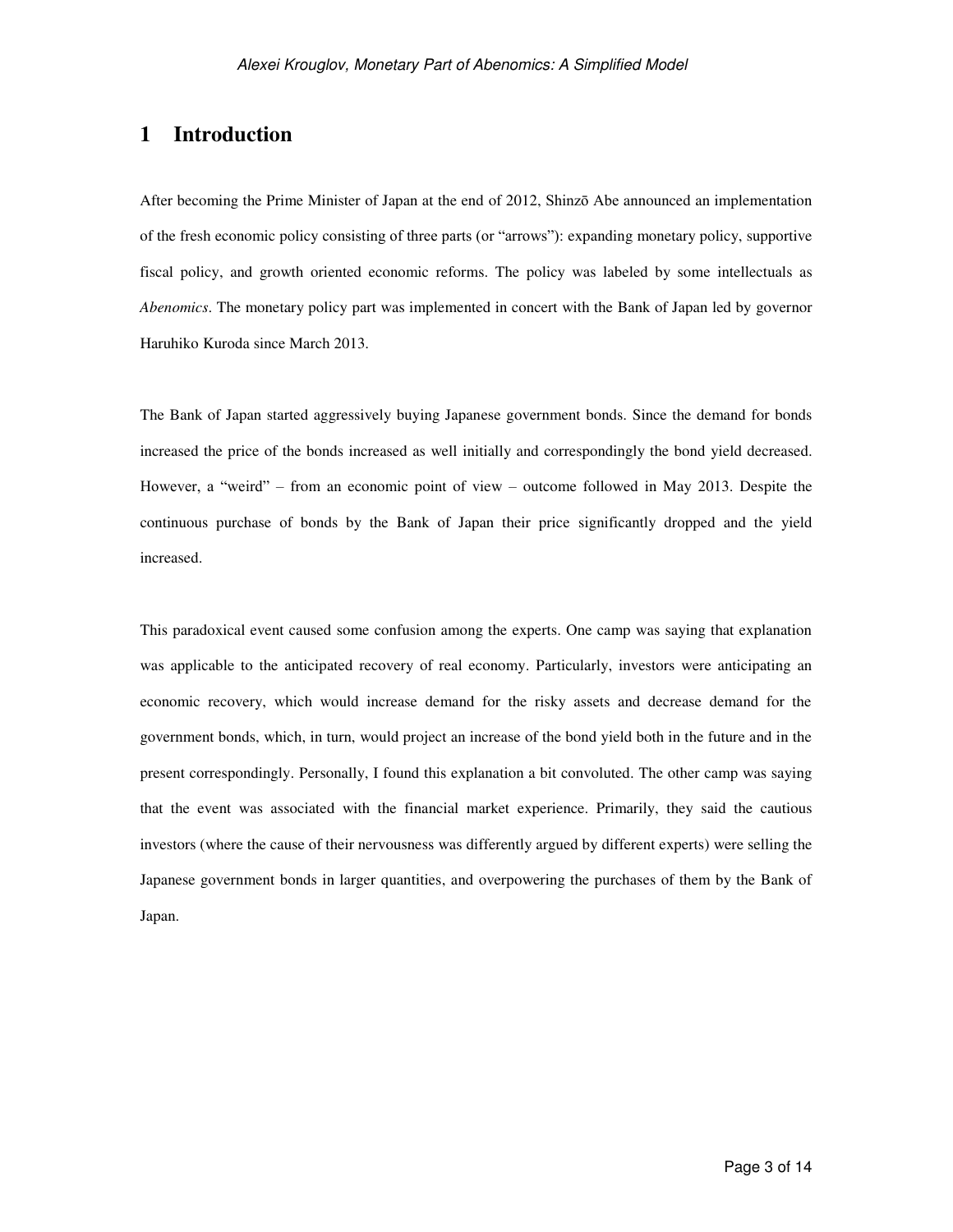# 1 Introduction

After becoming the Prime Minister of Japan at the end of 2012, Shinzō Abe announced an implementation of the fresh economic policy consisting of three parts (or "arrows"): expanding monetary policy, supportive fiscal policy, and growth oriented economic reforms. The policy was labeled by some intellectuals as *Abenomics*. The monetary policy part was implemented in concert with the Bank of Japan led by governor Haruhiko Kuroda since March 2013.

The Bank of Japan started aggressively buying Japanese government bonds. Since the demand for bonds increased the price of the bonds increased as well initially and correspondingly the bond yield decreased. However, a "weird" – from an economic point of view – outcome followed in May 2013. Despite the continuous purchase of bonds by the Bank of Japan their price significantly dropped and the yield increased.

This paradoxical event caused some confusion among the experts. One camp was saying that explanation was applicable to the anticipated recovery of real economy. Particularly, investors were anticipating an economic recovery, which would increase demand for the risky assets and decrease demand for the government bonds, which, in turn, would project an increase of the bond yield both in the future and in the present correspondingly. Personally, I found this explanation a bit convoluted. The other camp was saying that the event was associated with the financial market experience. Primarily, they said the cautious investors (where the cause of their nervousness was differently argued by different experts) were selling the Japanese government bonds in larger quantities, and overpowering the purchases of them by the Bank of Japan.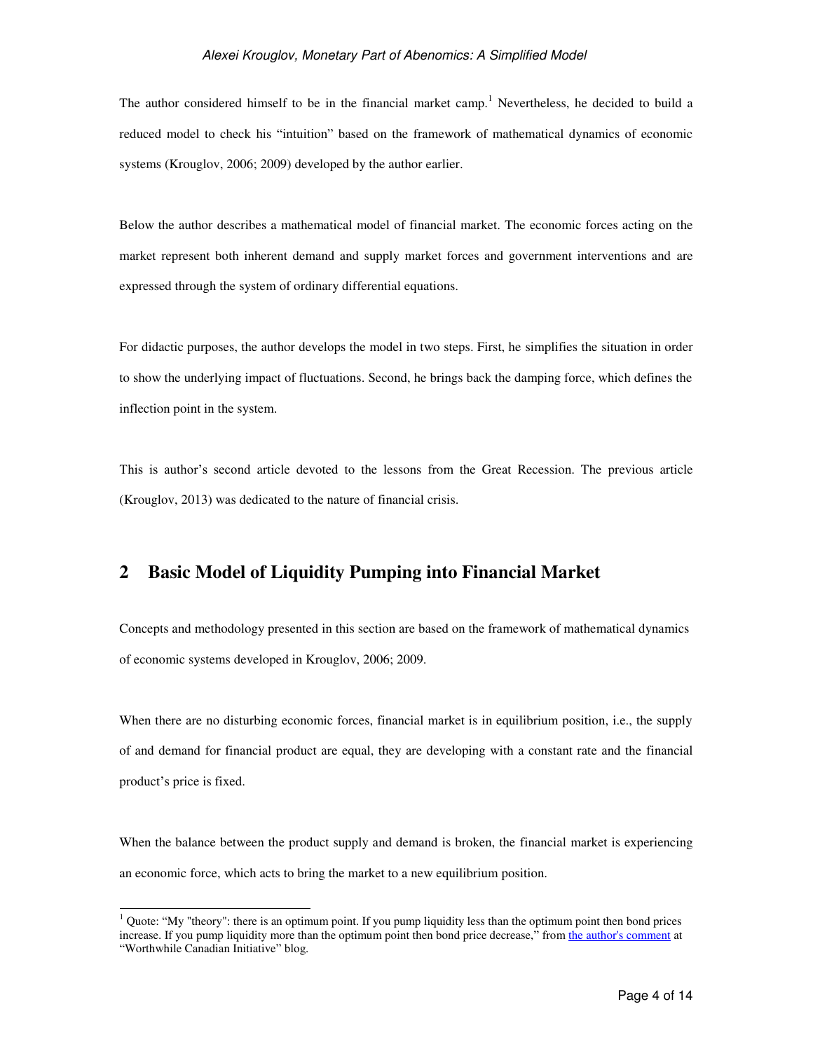The author considered himself to be in the financial market camp.[1] Nevertheless, he decided to build a reduced model to check his "intuition" based on the framework of mathematical dynamics of economic systems (Krouglov, 2006; 2009) developed by the author earlier.

Below the author describes a mathematical model of financial market. The economic forces acting on the market represent both inherent demand and supply market forces and government interventions and are expressed through the system of ordinary differential equations.

For didactic purposes, the author develops the model in two steps. First, he simplifies the situation in order to show the underlying impact of fluctuations. Second, he brings back the damping force, which defines the inflection point in the system.

This is author's second article devoted to the lessons from the Great Recession. The previous article (Krouglov, 2013) was dedicated to the nature of financial crisis.

## 2 Basic Model of Liquidity Pumping into Financial Market

Concepts and methodology presented in this section are based on the framework of mathematical dynamics of economic systems developed in Krouglov, 2006; 2009.

When there are no disturbing economic forces, financial market is in equilibrium position, i.e., the supply of and demand for financial product are equal, they are developing with a constant rate and the financial product's price is fixed.

When the balance between the product supply and demand is broken, the financial market is experiencing an economic force, which acts to bring the market to a new equilibrium position.

---

[1] Quote: "My "theory": there is an optimum point. If you pump liquidity less than the optimum point then bond prices increase. If you pump liquidity more than the optimum point then bond price decrease," from the author's comment at "Worthwhile Canadian Initiative" blog.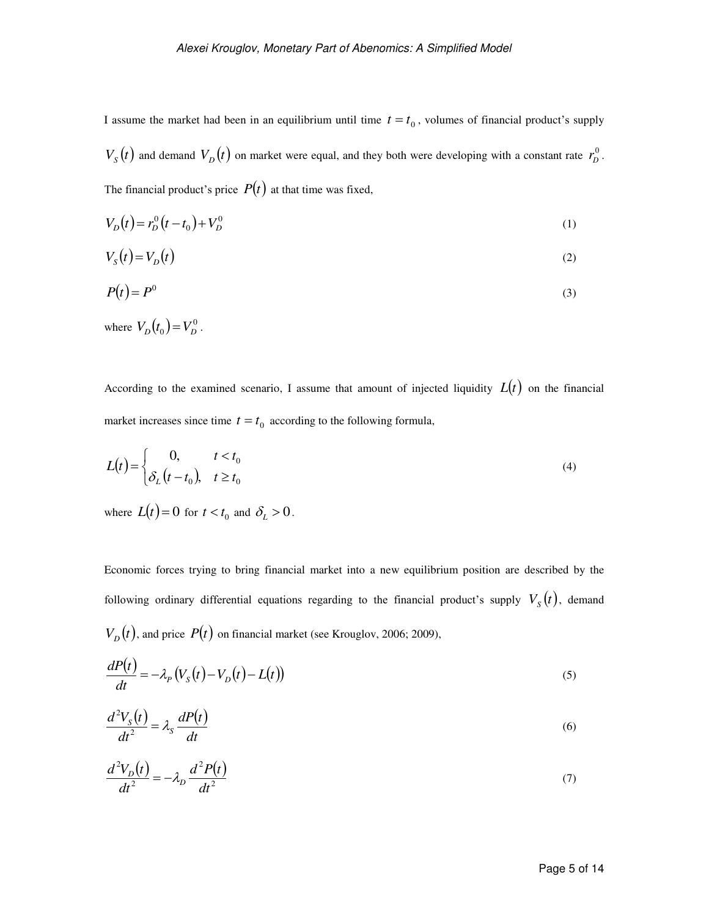I assume the market had been in an equilibrium until time $t = t_0$, volumes of financial product's supply $V_S(t)$ and demand $V_D(t)$ on market were equal, and they both were developing with a constant rate $r_D^0$. The financial product's price $P(t)$ at that time was fixed,

$$V_D(t) = r_D^0 (t - t_0) + V_D^0 \tag{1}$$

$$V_S(t) = V_D(t) \tag{2}$$

$$P(t) = P^0 \tag{3}$$

where $V_D(t_0) = V_D^0$.

According to the examined scenario, I assume that amount of injected liquidity $L(t)$ on the financial market increases since time $t = t_0$ according to the following formula,

$$L(t) = \begin{cases} 0, & t < t_0 \\ \delta_L (t - t_0), & t \geq t_0 \end{cases} \tag{4}$$

where $L(t) = 0$ for $t < t_0$ and $\delta_L > 0$.

Economic forces trying to bring financial market into a new equilibrium position are described by the following ordinary differential equations regarding to the financial product's supply $V_S(t)$, demand $V_D(t)$, and price $P(t)$ on financial market (see Krouglov, 2006; 2009),

$$\frac{dP(t)}{dt} = -\lambda_P \left(V_S(t) - V_D(t) - L(t)\right) \tag{5}$$

$$\frac{d^2 V_S(t)}{dt^2} = \lambda_S \frac{dP(t)}{dt} \tag{6}$$

$$\frac{d^2 V_D(t)}{dt^2} = -\lambda_D \frac{d^2 P(t)}{dt^2} \tag{7}$$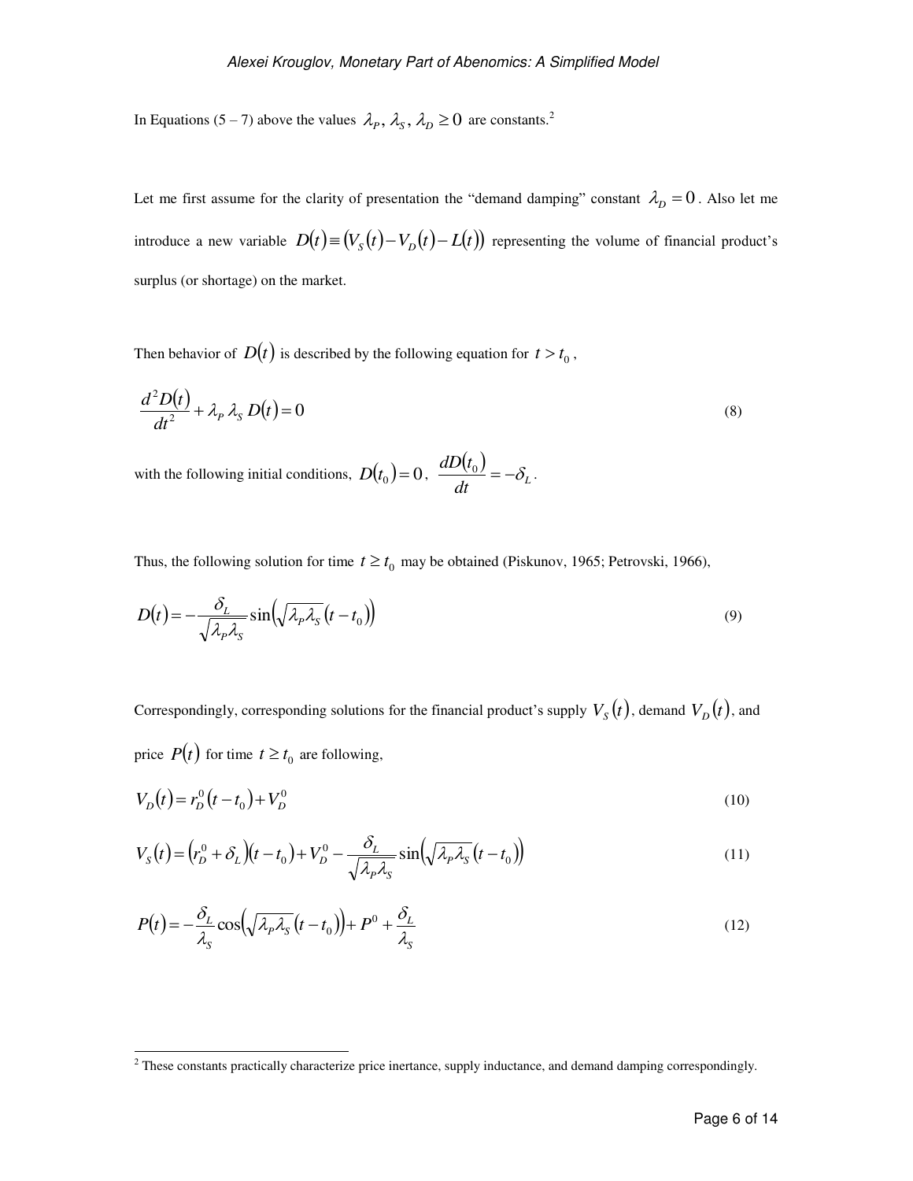In Equations (5 – 7) above the values $\lambda_P, \lambda_S, \lambda_D \geq 0$ are constants.[2]

Let me first assume for the clarity of presentation the "demand damping" constant $\lambda_D = 0$. Also let me introduce a new variable $D(t) \equiv (V_S(t) - V_D(t) - L(t))$ representing the volume of financial product's surplus (or shortage) on the market.

Then behavior of $D(t)$ is described by the following equation for $t > t_0$,

$$\frac{d^2 D(t)}{dt^2} + \lambda_P \lambda_S D(t) = 0 \tag{8}$$

with the following initial conditions, $D(t_0) = 0$, $\dfrac{dD(t_0)}{dt} = -\delta_L$.

Thus, the following solution for time $t \geq t_0$ may be obtained (Piskunov, 1965; Petrovski, 1966),

$$D(t) = -\frac{\delta_L}{\sqrt{\lambda_P \lambda_S}} \sin\left(\sqrt{\lambda_P \lambda_S}\,(t - t_0)\right) \tag{9}$$

Correspondingly, corresponding solutions for the financial product's supply $V_S(t)$, demand $V_D(t)$, and price $P(t)$ for time $t \geq t_0$ are following,

$$V_D(t) = r_D^0 (t - t_0) + V_D^0 \tag{10}$$

$$V_S(t) = \left(r_D^0 + \delta_L\right)(t - t_0) + V_D^0 - \frac{\delta_L}{\sqrt{\lambda_P \lambda_S}} \sin\left(\sqrt{\lambda_P \lambda_S}\,(t - t_0)\right) \tag{11}$$

$$P(t) = -\frac{\delta_L}{\lambda_S} \cos\left(\sqrt{\lambda_P \lambda_S}\,(t - t_0)\right) + P^0 + \frac{\delta_L}{\lambda_S} \tag{12}$$

---

[2] These constants practically characterize price inertance, supply inductance, and demand damping correspondingly.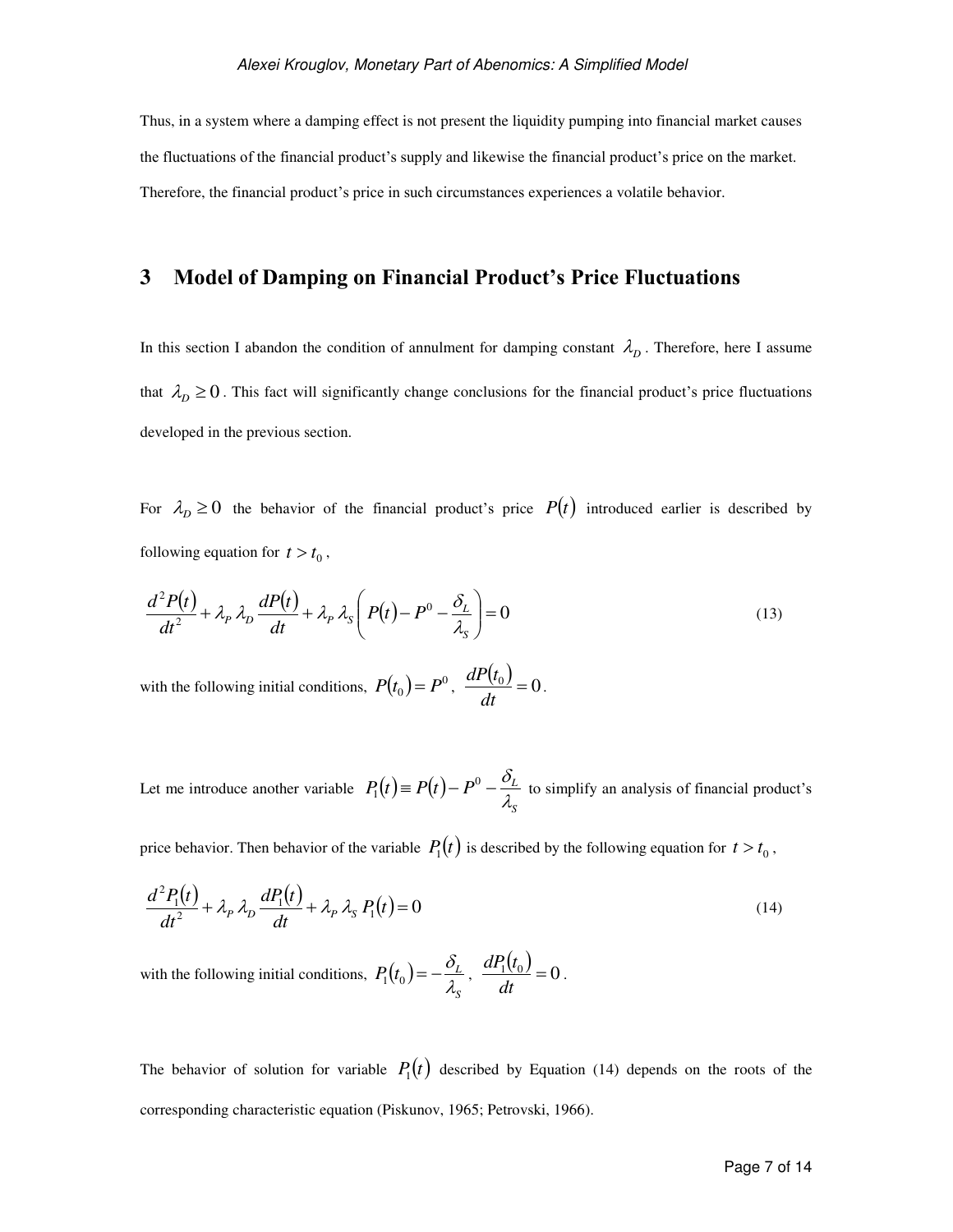Thus, in a system where a damping effect is not present the liquidity pumping into financial market causes the fluctuations of the financial product's supply and likewise the financial product's price on the market. Therefore, the financial product's price in such circumstances experiences a volatile behavior.

## 3 Model of Damping on Financial Product's Price Fluctuations

In this section I abandon the condition of annulment for damping constant $\lambda_D$. Therefore, here I assume that $\lambda_D \geq 0$. This fact will significantly change conclusions for the financial product's price fluctuations developed in the previous section.

For $\lambda_D \geq 0$ the behavior of the financial product's price $P(t)$ introduced earlier is described by following equation for $t > t_0$,

$$\frac{d^2 P(t)}{dt^2} + \lambda_P \, \lambda_D \, \frac{dP(t)}{dt} + \lambda_P \, \lambda_S \left( P(t) - P^0 - \frac{\delta_L}{\lambda_S} \right) = 0 \tag{13}$$

with the following initial conditions, $P(t_0) = P^0$, $\dfrac{dP(t_0)}{dt} = 0$.

Let me introduce another variable $P_1(t) \equiv P(t) - P^0 - \dfrac{\delta_L}{\lambda_S}$ to simplify an analysis of financial product's price behavior. Then behavior of the variable $P_1(t)$ is described by the following equation for $t > t_0$,

$$\frac{d^2 P_1(t)}{dt^2} + \lambda_P \, \lambda_D \, \frac{dP_1(t)}{dt} + \lambda_P \, \lambda_S \, P_1(t) = 0 \tag{14}$$

with the following initial conditions, $P_1(t_0) = -\dfrac{\delta_L}{\lambda_S}$, $\dfrac{dP_1(t_0)}{dt} = 0$.

The behavior of solution for variable $P_1(t)$ described by Equation (14) depends on the roots of the corresponding characteristic equation (Piskunov, 1965; Petrovski, 1966).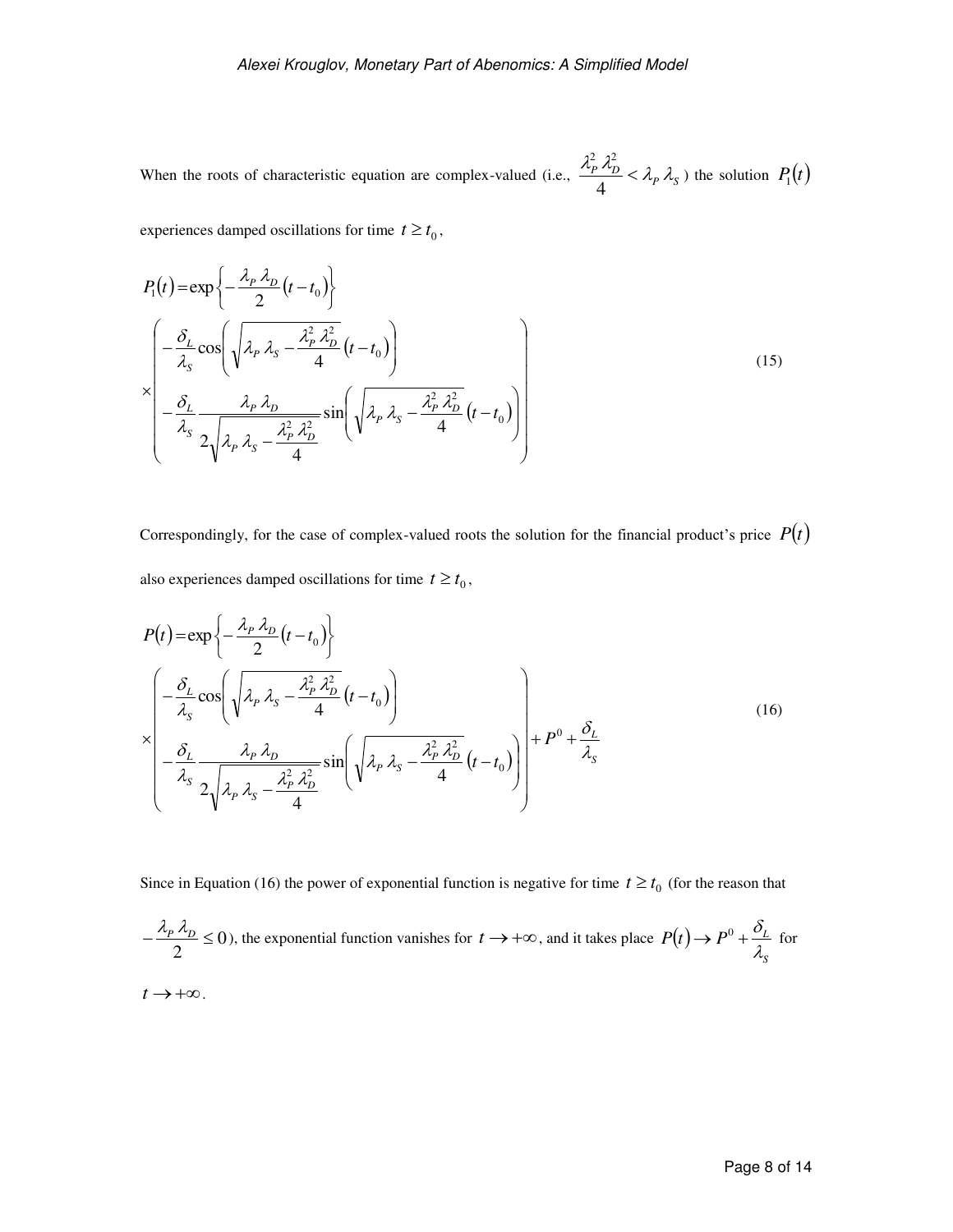When the roots of characteristic equation are complex-valued (i.e., $\frac{\lambda_P^2 \lambda_D^2}{4} < \lambda_P \lambda_S$) the solution $P_1(t)$ experiences damped oscillations for time $t \geq t_0$,

$$
P_1(t) = \exp\left\{-\frac{\lambda_P \lambda_D}{2}(t - t_0)\right\}
\times \left( \begin{array}{l} -\dfrac{\delta_L}{\lambda_S} \cos\left( \sqrt{\lambda_P \lambda_S - \dfrac{\lambda_P^2 \lambda_D^2}{4}} \, (t - t_0) \right) \\ -\dfrac{\delta_L}{\lambda_S} \dfrac{\lambda_P \lambda_D}{2\sqrt{\lambda_P \lambda_S - \dfrac{\lambda_P^2 \lambda_D^2}{4}}} \sin\left( \sqrt{\lambda_P \lambda_S - \dfrac{\lambda_P^2 \lambda_D^2}{4}} \, (t - t_0) \right) \end{array} \right) \tag{15}
$$

Correspondingly, for the case of complex-valued roots the solution for the financial product's price $P(t)$ also experiences damped oscillations for time $t \geq t_0$,

$$
P(t) = \exp\left\{-\frac{\lambda_P \lambda_D}{2}(t - t_0)\right\}
\times \left( \begin{array}{l} -\dfrac{\delta_L}{\lambda_S} \cos\left( \sqrt{\lambda_P \lambda_S - \dfrac{\lambda_P^2 \lambda_D^2}{4}} \, (t - t_0) \right) \\ -\dfrac{\delta_L}{\lambda_S} \dfrac{\lambda_P \lambda_D}{2\sqrt{\lambda_P \lambda_S - \dfrac{\lambda_P^2 \lambda_D^2}{4}}} \sin\left( \sqrt{\lambda_P \lambda_S - \dfrac{\lambda_P^2 \lambda_D^2}{4}} \, (t - t_0) \right) \end{array} \right) + P^0 + \frac{\delta_L}{\lambda_S} \tag{16}
$$

Since in Equation (16) the power of exponential function is negative for time $t \geq t_0$ (for the reason that $-\frac{\lambda_P \lambda_D}{2} \leq 0$), the exponential function vanishes for $t \to +\infty$, and it takes place $P(t) \to P^0 + \frac{\delta_L}{\lambda_S}$ for $t \to +\infty$.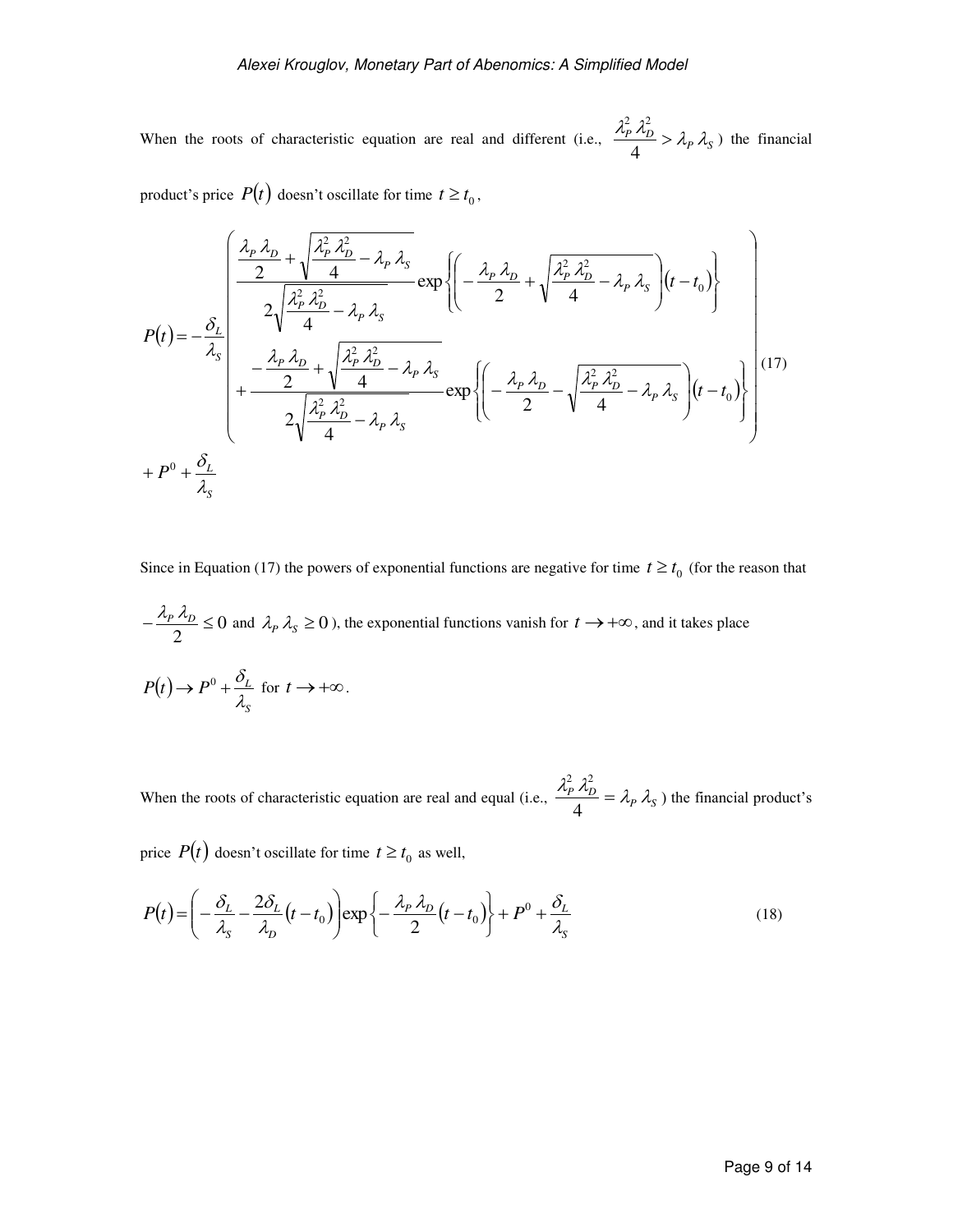When the roots of characteristic equation are real and different (i.e., $\frac{\lambda_P^2 \lambda_D^2}{4} > \lambda_P \lambda_S$ ) the financial product's price $P(t)$ doesn't oscillate for time $t \ge t_0$,

$$
P(t) = -\frac{\delta_L}{\lambda_S} \left( \begin{array}{l} \dfrac{\dfrac{\lambda_P \lambda_D}{2} + \sqrt{\dfrac{\lambda_P^2 \lambda_D^2}{4} - \lambda_P \lambda_S}}{2\sqrt{\dfrac{\lambda_P^2 \lambda_D^2}{4} - \lambda_P \lambda_S}} \exp\left\{ \left( -\dfrac{\lambda_P \lambda_D}{2} + \sqrt{\dfrac{\lambda_P^2 \lambda_D^2}{4} - \lambda_P \lambda_S} \right)(t - t_0) \right\} \\ + \dfrac{-\dfrac{\lambda_P \lambda_D}{2} + \sqrt{\dfrac{\lambda_P^2 \lambda_D^2}{4} - \lambda_P \lambda_S}}{2\sqrt{\dfrac{\lambda_P^2 \lambda_D^2}{4} - \lambda_P \lambda_S}} \exp\left\{ \left( -\dfrac{\lambda_P \lambda_D}{2} - \sqrt{\dfrac{\lambda_P^2 \lambda_D^2}{4} - \lambda_P \lambda_S} \right)(t - t_0) \right\} \end{array} \right) + P^0 + \frac{\delta_L}{\lambda_S} \tag{17}
$$

Since in Equation (17) the powers of exponential functions are negative for time $t \ge t_0$ (for the reason that $-\frac{\lambda_P \lambda_D}{2} \le 0$ and $\lambda_P \lambda_S \ge 0$ ), the exponential functions vanish for $t \to +\infty$, and it takes place

$P(t) \to P^0 + \frac{\delta_L}{\lambda_S}$ for $t \to +\infty$.

When the roots of characteristic equation are real and equal (i.e., $\frac{\lambda_P^2 \lambda_D^2}{4} = \lambda_P \lambda_S$ ) the financial product's price $P(t)$ doesn't oscillate for time $t \ge t_0$ as well,

$$
P(t) = \left( -\frac{\delta_L}{\lambda_S} - \frac{2\delta_L}{\lambda_D}(t - t_0) \right) \exp\left\{ -\frac{\lambda_P \lambda_D}{2}(t - t_0) \right\} + P^0 + \frac{\delta_L}{\lambda_S} \tag{18}
$$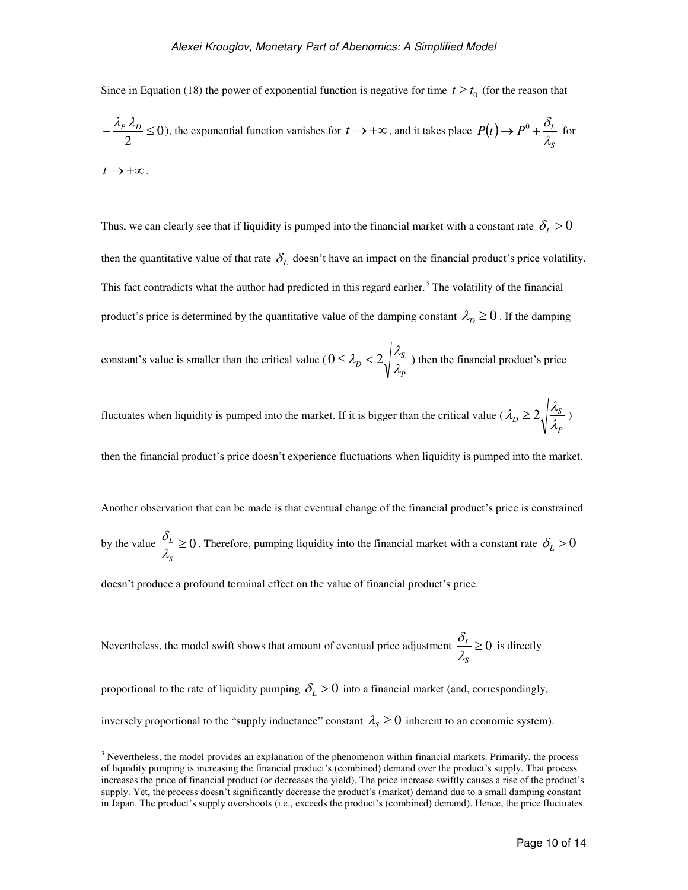Since in Equation (18) the power of exponential function is negative for time $t \geq t_0$ (for the reason that $-\frac{\lambda_P \lambda_D}{2} \leq 0$), the exponential function vanishes for $t \to +\infty$, and it takes place $P(t) \to P^0 + \frac{\delta_L}{\lambda_S}$ for $t \to +\infty$.

Thus, we can clearly see that if liquidity is pumped into the financial market with a constant rate $\delta_L > 0$ then the quantitative value of that rate $\delta_L$ doesn't have an impact on the financial product's price volatility. This fact contradicts what the author had predicted in this regard earlier.[3] The volatility of the financial product's price is determined by the quantitative value of the damping constant $\lambda_D \geq 0$. If the damping constant's value is smaller than the critical value ($0 \leq \lambda_D < 2\sqrt{\frac{\lambda_S}{\lambda_P}}$) then the financial product's price fluctuates when liquidity is pumped into the market. If it is bigger than the critical value ($\lambda_D \geq 2\sqrt{\frac{\lambda_S}{\lambda_P}}$) then the financial product's price doesn't experience fluctuations when liquidity is pumped into the market.

Another observation that can be made is that eventual change of the financial product's price is constrained by the value $\frac{\delta_L}{\lambda_S} \geq 0$. Therefore, pumping liquidity into the financial market with a constant rate $\delta_L > 0$ doesn't produce a profound terminal effect on the value of financial product's price.

Nevertheless, the model swift shows that amount of eventual price adjustment $\frac{\delta_L}{\lambda_S} \geq 0$ is directly proportional to the rate of liquidity pumping $\delta_L > 0$ into a financial market (and, correspondingly, inversely proportional to the "supply inductance" constant $\lambda_S \geq 0$ inherent to an economic system).

---

[3] Nevertheless, the model provides an explanation of the phenomenon within financial markets. Primarily, the process of liquidity pumping is increasing the financial product's (combined) demand over the product's supply. That process increases the price of financial product (or decreases the yield). The price increase swiftly causes a rise of the product's supply. Yet, the process doesn't significantly decrease the product's (market) demand due to a small damping constant in Japan. The product's supply overshoots (i.e., exceeds the product's (combined) demand). Hence, the price fluctuates.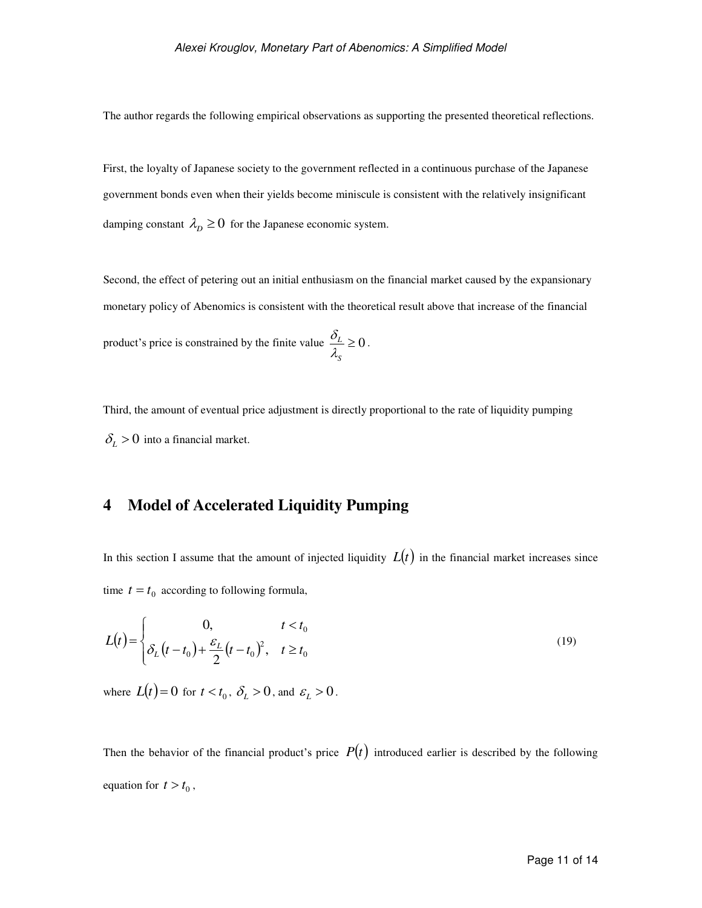The author regards the following empirical observations as supporting the presented theoretical reflections.

First, the loyalty of Japanese society to the government reflected in a continuous purchase of the Japanese government bonds even when their yields become miniscule is consistent with the relatively insignificant damping constant $\lambda_D \geq 0$ for the Japanese economic system.

Second, the effect of petering out an initial enthusiasm on the financial market caused by the expansionary monetary policy of Abenomics is consistent with the theoretical result above that increase of the financial product's price is constrained by the finite value $\dfrac{\delta_L}{\lambda_S} \geq 0$.

Third, the amount of eventual price adjustment is directly proportional to the rate of liquidity pumping $\delta_L > 0$ into a financial market.

## 4 Model of Accelerated Liquidity Pumping

In this section I assume that the amount of injected liquidity $L(t)$ in the financial market increases since time $t = t_0$ according to following formula,

$$L(t) = \begin{cases} 0, & t < t_0 \\ \delta_L (t - t_0) + \dfrac{\varepsilon_L}{2}(t - t_0)^2, & t \geq t_0 \end{cases} \tag{19}$$

where $L(t) = 0$ for $t < t_0$, $\delta_L > 0$, and $\varepsilon_L > 0$.

Then the behavior of the financial product's price $P(t)$ introduced earlier is described by the following equation for $t > t_0$,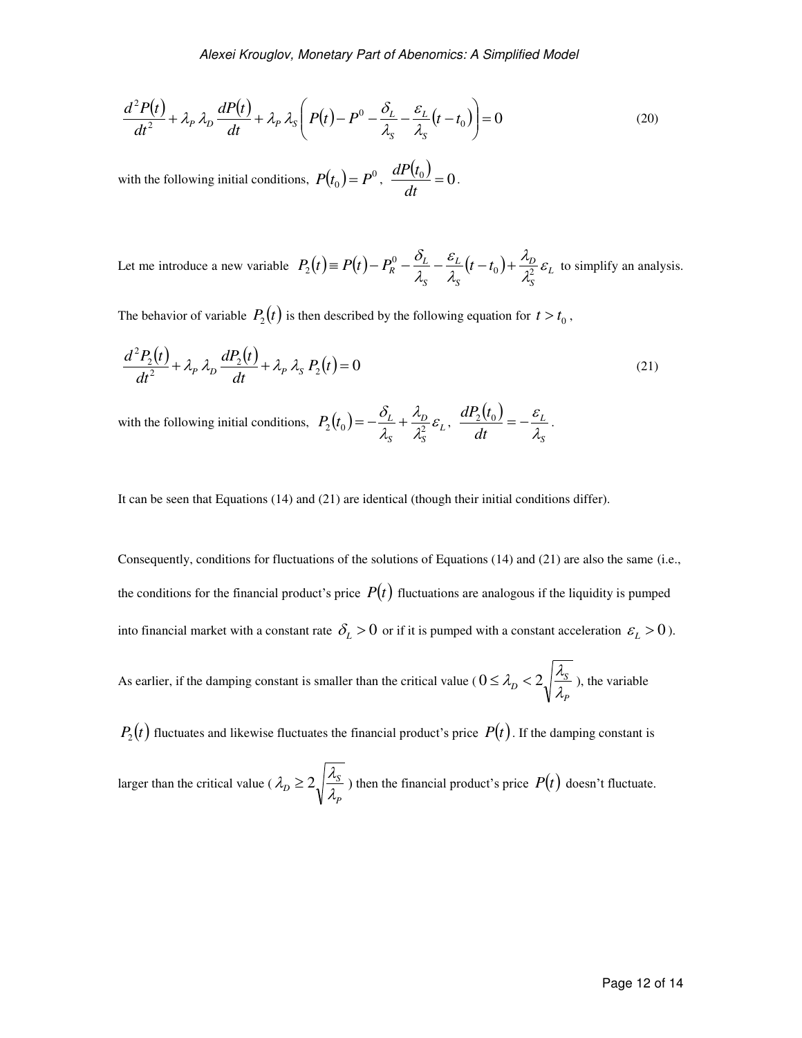$$\frac{d^2P(t)}{dt^2} + \lambda_P \, \lambda_D \frac{dP(t)}{dt} + \lambda_P \, \lambda_S \left( P(t) - P^0 - \frac{\delta_L}{\lambda_S} - \frac{\varepsilon_L}{\lambda_S}(t - t_0) \right) = 0 \tag{20}$$

with the following initial conditions, $P(t_0) = P^0$, $\frac{dP(t_0)}{dt} = 0$.

Let me introduce a new variable $P_2(t) \equiv P(t) - P_R^0 - \frac{\delta_L}{\lambda_S} - \frac{\varepsilon_L}{\lambda_S}(t - t_0) + \frac{\lambda_D}{\lambda_S^2}\varepsilon_L$ to simplify an analysis.

The behavior of variable $P_2(t)$ is then described by the following equation for $t > t_0$,

$$\frac{d^2P_2(t)}{dt^2} + \lambda_P \, \lambda_D \frac{dP_2(t)}{dt} + \lambda_P \, \lambda_S \, P_2(t) = 0 \tag{21}$$

with the following initial conditions, $P_2(t_0) = -\frac{\delta_L}{\lambda_S} + \frac{\lambda_D}{\lambda_S^2}\varepsilon_L$, $\frac{dP_2(t_0)}{dt} = -\frac{\varepsilon_L}{\lambda_S}$.

It can be seen that Equations (14) and (21) are identical (though their initial conditions differ).

Consequently, conditions for fluctuations of the solutions of Equations (14) and (21) are also the same (i.e., the conditions for the financial product's price $P(t)$ fluctuations are analogous if the liquidity is pumped into financial market with a constant rate $\delta_L > 0$ or if it is pumped with a constant acceleration $\varepsilon_L > 0$).

As earlier, if the damping constant is smaller than the critical value ($0 \le \lambda_D < 2\sqrt{\frac{\lambda_S}{\lambda_P}}$), the variable $P_2(t)$ fluctuates and likewise fluctuates the financial product's price $P(t)$. If the damping constant is larger than the critical value ($\lambda_D \ge 2\sqrt{\frac{\lambda_S}{\lambda_P}}$) then the financial product's price $P(t)$ doesn't fluctuate.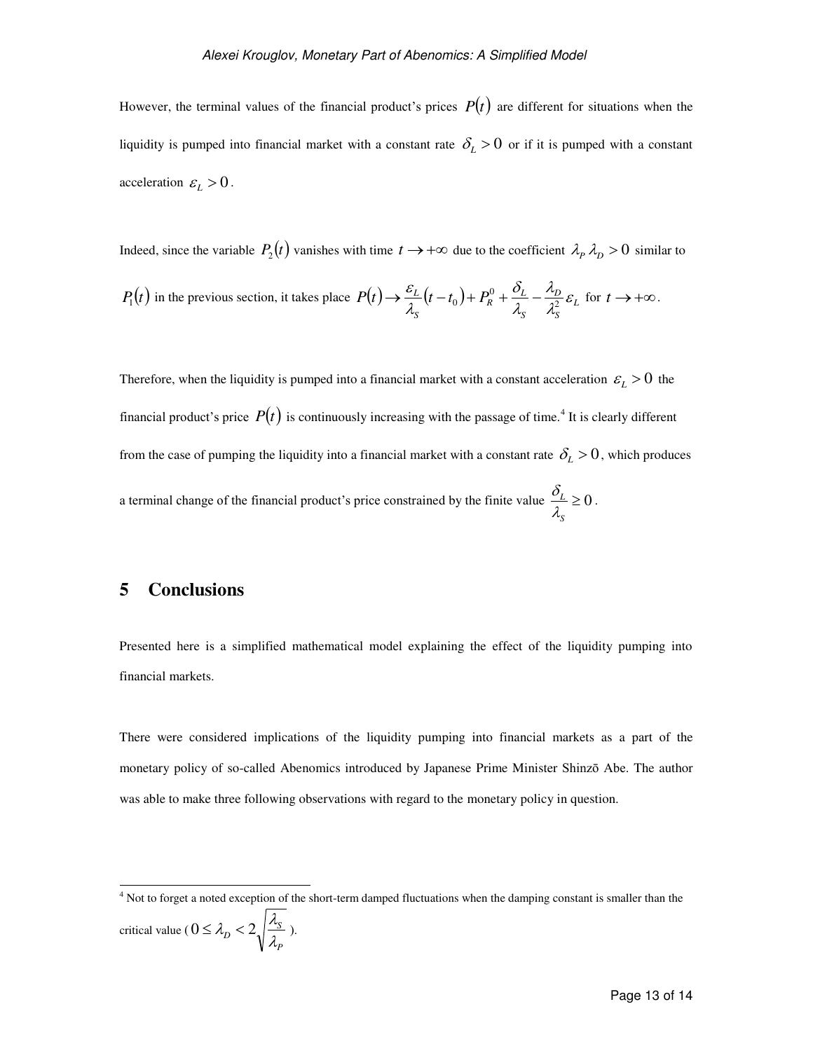However, the terminal values of the financial product's prices $P(t)$ are different for situations when the liquidity is pumped into financial market with a constant rate $\delta_L > 0$ or if it is pumped with a constant acceleration $\varepsilon_L > 0$.

Indeed, since the variable $P_2(t)$ vanishes with time $t \to +\infty$ due to the coefficient $\lambda_P \lambda_D > 0$ similar to $P_1(t)$ in the previous section, it takes place $P(t) \to \frac{\varepsilon_L}{\lambda_S}(t - t_0) + P_R^0 + \frac{\delta_L}{\lambda_S} - \frac{\lambda_D}{\lambda_S^2}\varepsilon_L$ for $t \to +\infty$.

Therefore, when the liquidity is pumped into a financial market with a constant acceleration $\varepsilon_L > 0$ the financial product's price $P(t)$ is continuously increasing with the passage of time.[4] It is clearly different from the case of pumping the liquidity into a financial market with a constant rate $\delta_L > 0$, which produces a terminal change of the financial product's price constrained by the finite value $\frac{\delta_L}{\lambda_S} \geq 0$.

# 5 Conclusions

Presented here is a simplified mathematical model explaining the effect of the liquidity pumping into financial markets.

There were considered implications of the liquidity pumping into financial markets as a part of the monetary policy of so-called Abenomics introduced by Japanese Prime Minister Shinzō Abe. The author was able to make three following observations with regard to the monetary policy in question.

---

[4] Not to forget a noted exception of the short-term damped fluctuations when the damping constant is smaller than the critical value ($0 \leq \lambda_D < 2\sqrt{\frac{\lambda_S}{\lambda_P}}$).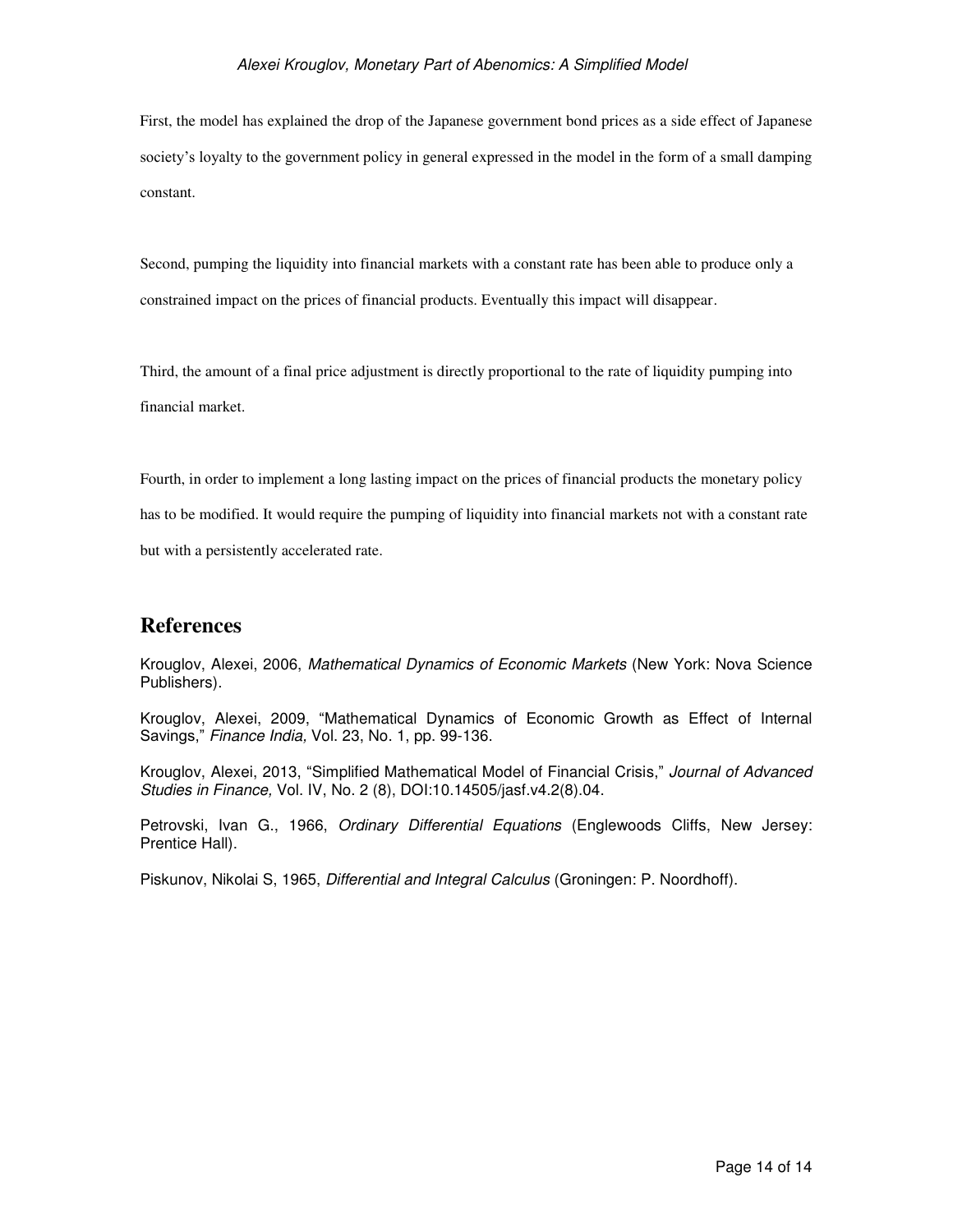First, the model has explained the drop of the Japanese government bond prices as a side effect of Japanese society's loyalty to the government policy in general expressed in the model in the form of a small damping constant.

Second, pumping the liquidity into financial markets with a constant rate has been able to produce only a constrained impact on the prices of financial products. Eventually this impact will disappear.

Third, the amount of a final price adjustment is directly proportional to the rate of liquidity pumping into financial market.

Fourth, in order to implement a long lasting impact on the prices of financial products the monetary policy has to be modified. It would require the pumping of liquidity into financial markets not with a constant rate but with a persistently accelerated rate.

## References

Krouglov, Alexei, 2006, *Mathematical Dynamics of Economic Markets* (New York: Nova Science Publishers).

Krouglov, Alexei, 2009, "Mathematical Dynamics of Economic Growth as Effect of Internal Savings," *Finance India,* Vol. 23, No. 1, pp. 99-136.

Krouglov, Alexei, 2013, "Simplified Mathematical Model of Financial Crisis," *Journal of Advanced Studies in Finance,* Vol. IV, No. 2 (8), DOI:10.14505/jasf.v4.2(8).04.

Petrovski, Ivan G., 1966, *Ordinary Differential Equations* (Englewoods Cliffs, New Jersey: Prentice Hall).

Piskunov, Nikolai S, 1965, *Differential and Integral Calculus* (Groningen: P. Noordhoff).